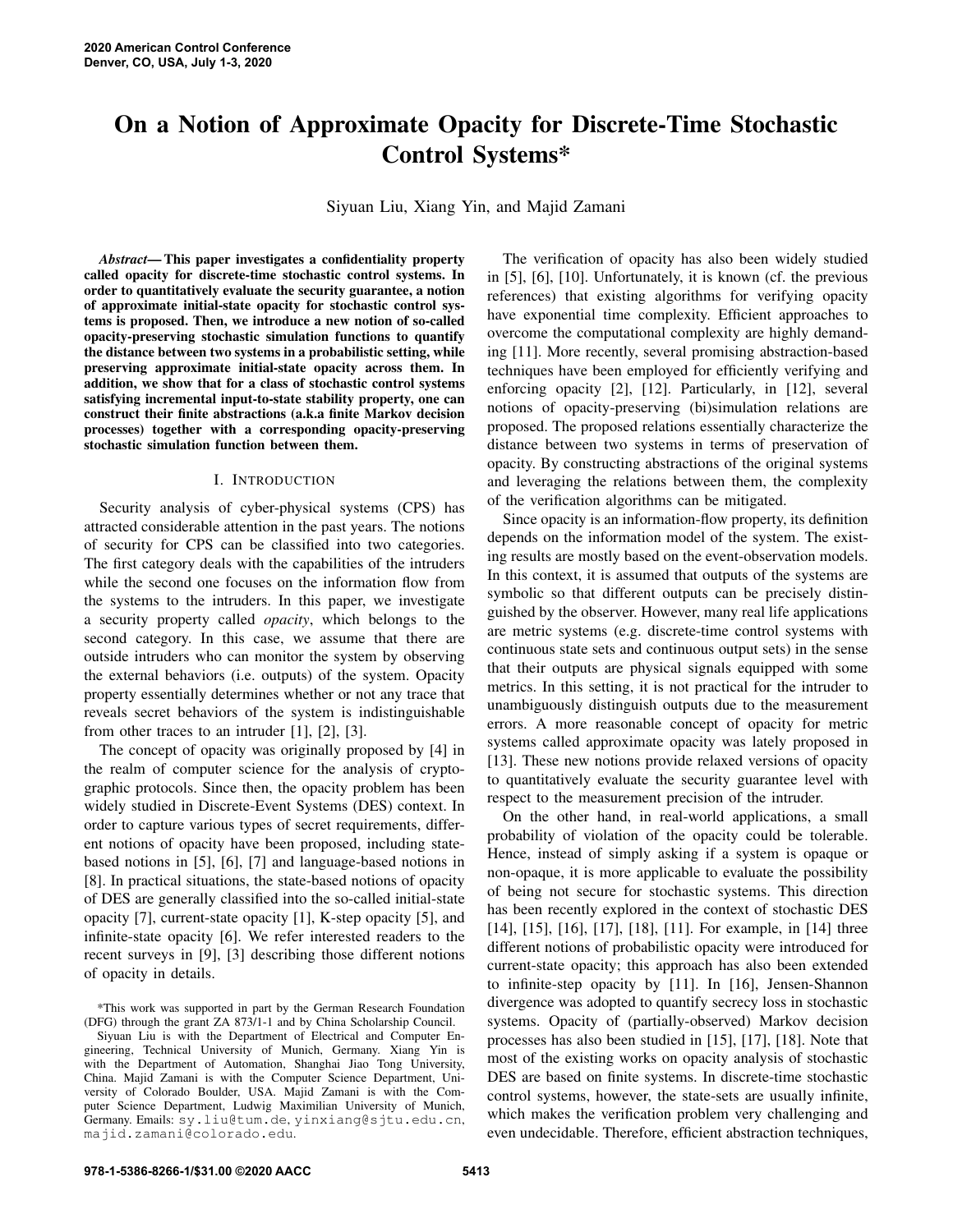# On a Notion of Approximate Opacity for Discrete-Time Stochastic Control Systems*

Siyuan Liu, Xiang Yin, and Majid Zamani

***Abstract*— This paper investigates a confidentiality property called opacity for discrete-time stochastic control systems. In order to quantitatively evaluate the security guarantee, a notion of approximate initial-state opacity for stochastic control systems is proposed. Then, we introduce a new notion of so-called opacity-preserving stochastic simulation functions to quantify the distance between two systems in a probabilistic setting, while preserving approximate initial-state opacity across them. In addition, we show that for a class of stochastic control systems satisfying incremental input-to-state stability property, one can construct their finite abstractions (a.k.a finite Markov decision processes) together with a corresponding opacity-preserving stochastic simulation function between them.**

## I. Introduction

Security analysis of cyber-physical systems (CPS) has attracted considerable attention in the past years. The notions of security for CPS can be classified into two categories. The first category deals with the capabilities of the intruders while the second one focuses on the information flow from the systems to the intruders. In this paper, we investigate a security property called *opacity*, which belongs to the second category. In this case, we assume that there are outside intruders who can monitor the system by observing the external behaviors (i.e. outputs) of the system. Opacity property essentially determines whether or not any trace that reveals secret behaviors of the system is indistinguishable from other traces to an intruder [1], [2], [3].

The concept of opacity was originally proposed by [4] in the realm of computer science for the analysis of cryptographic protocols. Since then, the opacity problem has been widely studied in Discrete-Event Systems (DES) context. In order to capture various types of secret requirements, different notions of opacity have been proposed, including state-based notions in [5], [6], [7] and language-based notions in [8]. In practical situations, the state-based notions of opacity of DES are generally classified into the so-called initial-state opacity [7], current-state opacity [1], K-step opacity [5], and infinite-state opacity [6]. We refer interested readers to the recent surveys in [9], [3] describing those different notions of opacity in details.

The verification of opacity has also been widely studied in [5], [6], [10]. Unfortunately, it is known (cf. the previous references) that existing algorithms for verifying opacity have exponential time complexity. Efficient approaches to overcome the computational complexity are highly demanding [11]. More recently, several promising abstraction-based techniques have been employed for efficiently verifying and enforcing opacity [2], [12]. Particularly, in [12], several notions of opacity-preserving (bi)simulation relations are proposed. The proposed relations essentially characterize the distance between two systems in terms of preservation of opacity. By constructing abstractions of the original systems and leveraging the relations between them, the complexity of the verification algorithms can be mitigated.

Since opacity is an information-flow property, its definition depends on the information model of the system. The existing results are mostly based on the event-observation models. In this context, it is assumed that outputs of the systems are symbolic so that different outputs can be precisely distinguished by the observer. However, many real life applications are metric systems (e.g. discrete-time control systems with continuous state sets and continuous output sets) in the sense that their outputs are physical signals equipped with some metrics. In this setting, it is not practical for the intruder to unambiguously distinguish outputs due to the measurement errors. A more reasonable concept of opacity for metric systems called approximate opacity was lately proposed in [13]. These new notions provide relaxed versions of opacity to quantitatively evaluate the security guarantee level with respect to the measurement precision of the intruder.

On the other hand, in real-world applications, a small probability of violation of the opacity could be tolerable. Hence, instead of simply asking if a system is opaque or non-opaque, it is more applicable to evaluate the possibility of being not secure for stochastic systems. This direction has been recently explored in the context of stochastic DES [14], [15], [16], [17], [18], [11]. For example, in [14] three different notions of probabilistic opacity were introduced for current-state opacity; this approach has also been extended to infinite-step opacity by [11]. In [16], Jensen-Shannon divergence was adopted to quantify secrecy loss in stochastic systems. Opacity of (partially-observed) Markov decision processes has also been studied in [15], [17], [18]. Note that most of the existing works on opacity analysis of stochastic DES are based on finite systems. In discrete-time stochastic control systems, however, the state-sets are usually infinite, which makes the verification problem very challenging and even undecidable. Therefore, efficient abstraction techniques,

*This work was supported in part by the German Research Foundation (DFG) through the grant ZA 873/1-1 and by China Scholarship Council.

Siyuan Liu is with the Department of Electrical and Computer Engineering, Technical University of Munich, Germany. Xiang Yin is with the Department of Automation, Shanghai Jiao Tong University, China. Majid Zamani is with the Computer Science Department, University of Colorado Boulder, USA. Majid Zamani is with the Computer Science Department, Ludwig Maximilian University of Munich, Germany. Emails: sy.liu@tum.de, yinxiang@sjtu.edu.cn, majid.zamani@colorado.edu.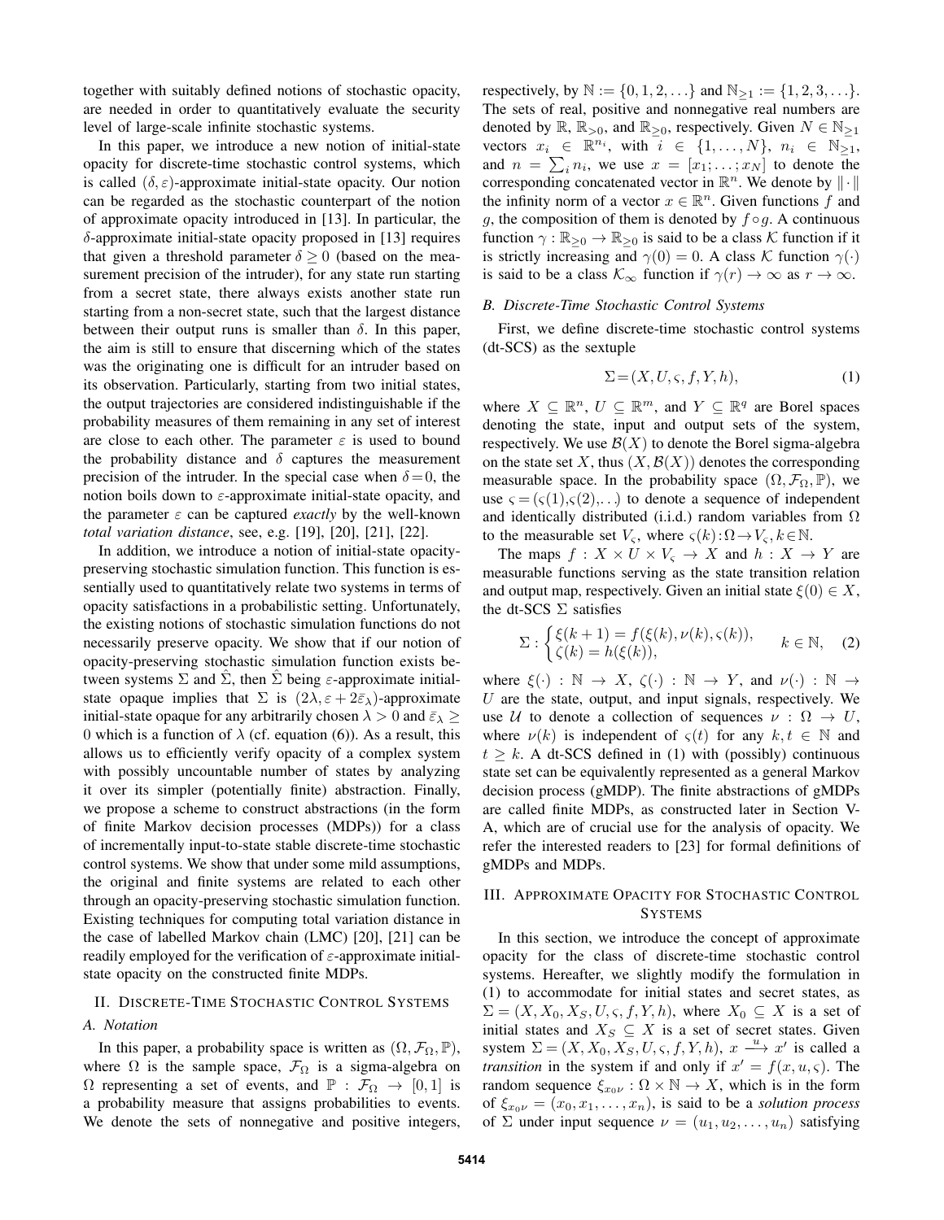together with suitably defined notions of stochastic opacity, are needed in order to quantitatively evaluate the security level of large-scale infinite stochastic systems.

In this paper, we introduce a new notion of initial-state opacity for discrete-time stochastic control systems, which is called $(\delta,\varepsilon)$-approximate initial-state opacity. Our notion can be regarded as the stochastic counterpart of the notion of approximate opacity introduced in [13]. In particular, the $\delta$-approximate initial-state opacity proposed in [13] requires that given a threshold parameter $\delta \geq 0$ (based on the measurement precision of the intruder), for any state run starting from a secret state, there always exists another state run starting from a non-secret state, such that the largest distance between their output runs is smaller than $\delta$. In this paper, the aim is still to ensure that discerning which of the states was the originating one is difficult for an intruder based on its observation. Particularly, starting from two initial states, the output trajectories are considered indistinguishable if the probability measures of them remaining in any set of interest are close to each other. The parameter $\varepsilon$ is used to bound the probability distance and $\delta$ captures the measurement precision of the intruder. In the special case when $\delta = 0$, the notion boils down to $\varepsilon$-approximate initial-state opacity, and the parameter $\varepsilon$ can be captured *exactly* by the well-known *total variation distance*, see, e.g. [19], [20], [21], [22].

In addition, we introduce a notion of initial-state opacity-preserving stochastic simulation function. This function is essentially used to quantitatively relate two systems in terms of opacity satisfactions in a probabilistic setting. Unfortunately, the existing notions of stochastic simulation functions do not necessarily preserve opacity. We show that if our notion of opacity-preserving stochastic simulation function exists between systems $\Sigma$ and $\hat{\Sigma}$, then $\hat{\Sigma}$ being $\varepsilon$-approximate initial-state opaque implies that $\Sigma$ is $(2\lambda, \varepsilon + 2\bar{\varepsilon}_\lambda)$-approximate initial-state opaque for any arbitrarily chosen $\lambda > 0$ and $\bar{\varepsilon}_\lambda \geq 0$ which is a function of $\lambda$ (cf. equation (6)). As a result, this allows us to efficiently verify opacity of a complex system with possibly uncountable number of states by analyzing it over its simpler (potentially finite) abstraction. Finally, we propose a scheme to construct abstractions (in the form of finite Markov decision processes (MDPs)) for a class of incrementally input-to-state stable discrete-time stochastic control systems. We show that under some mild assumptions, the original and finite systems are related to each other through an opacity-preserving stochastic simulation function. Existing techniques for computing total variation distance in the case of labelled Markov chain (LMC) [20], [21] can be readily employed for the verification of $\varepsilon$-approximate initial-state opacity on the constructed finite MDPs.

## II. Discrete-Time Stochastic Control Systems

### A. Notation

In this paper, a probability space is written as $(\Omega, \mathcal{F}_\Omega, \mathbb{P})$, where $\Omega$ is the sample space, $\mathcal{F}_\Omega$ is a sigma-algebra on $\Omega$ representing a set of events, and $\mathbb{P} : \mathcal{F}_\Omega \to [0,1]$ is a probability measure that assigns probabilities to events. We denote the sets of nonnegative and positive integers, respectively, by $\mathbb{N} := \{0,1,2,\ldots\}$ and $\mathbb{N}_{\geq 1} := \{1,2,3,\ldots\}$. The sets of real, positive and nonnegative real numbers are denoted by $\mathbb{R}$, $\mathbb{R}_{>0}$, and $\mathbb{R}_{\geq 0}$, respectively. Given $N \in \mathbb{N}_{\geq 1}$ vectors $x_i \in \mathbb{R}^{n_i}$, with $i \in \{1,\ldots,N\}$, $n_i \in \mathbb{N}_{\geq 1}$, and $n = \sum_i n_i$, we use $x = [x_1;\ldots;x_N]$ to denote the corresponding concatenated vector in $\mathbb{R}^n$. We denote by $\|\cdot\|$ the infinity norm of a vector $x \in \mathbb{R}^n$. Given functions $f$ and $g$, the composition of them is denoted by $f \circ g$. A continuous function $\gamma : \mathbb{R}_{\geq 0} \to \mathbb{R}_{\geq 0}$ is said to be a class $\mathcal{K}$ function if it is strictly increasing and $\gamma(0) = 0$. A class $\mathcal{K}$ function $\gamma(\cdot)$ is said to be a class $\mathcal{K}_\infty$ function if $\gamma(r) \to \infty$ as $r \to \infty$.

### B. Discrete-Time Stochastic Control Systems

First, we define discrete-time stochastic control systems (dt-SCS) as the sextuple

$$\Sigma = (X, U, \varsigma, f, Y, h), \tag{1}$$

where $X \subseteq \mathbb{R}^n$, $U \subseteq \mathbb{R}^m$, and $Y \subseteq \mathbb{R}^q$ are Borel spaces denoting the state, input and output sets of the system, respectively. We use $\mathcal{B}(X)$ to denote the Borel sigma-algebra on the state set $X$, thus $(X, \mathcal{B}(X))$ denotes the corresponding measurable space. In the probability space $(\Omega, \mathcal{F}_\Omega, \mathbb{P})$, we use $\varsigma = (\varsigma(1), \varsigma(2), \ldots)$ to denote a sequence of independent and identically distributed (i.i.d.) random variables from $\Omega$ to the measurable set $V_\varsigma$, where $\varsigma(k) : \Omega \to V_\varsigma, k \in \mathbb{N}$.

The maps $f : X \times U \times V_\varsigma \to X$ and $h : X \to Y$ are measurable functions serving as the state transition relation and output map, respectively. Given an initial state $\xi(0) \in X$, the dt-SCS $\Sigma$ satisfies

$$\Sigma : \begin{cases} \xi(k+1) = f(\xi(k), \nu(k), \varsigma(k)), \\ \zeta(k) = h(\xi(k)), \end{cases} \quad k \in \mathbb{N}, \tag{2}$$

where $\xi(\cdot) : \mathbb{N} \to X$, $\zeta(\cdot) : \mathbb{N} \to Y$, and $\nu(\cdot) : \mathbb{N} \to U$ are the state, output, and input signals, respectively. We use $\mathcal{U}$ to denote a collection of sequences $\nu : \Omega \to U$, where $\nu(k)$ is independent of $\varsigma(t)$ for any $k, t \in \mathbb{N}$ and $t \geq k$. A dt-SCS defined in (1) with (possibly) continuous state set can be equivalently represented as a general Markov decision process (gMDP). The finite abstractions of gMDPs are called finite MDPs, as constructed later in Section V-A, which are of crucial use for the analysis of opacity. We refer the interested readers to [23] for formal definitions of gMDPs and MDPs.

## III. Approximate Opacity for Stochastic Control Systems

In this section, we introduce the concept of approximate opacity for the class of discrete-time stochastic control systems. Hereafter, we slightly modify the formulation in (1) to accommodate for initial states and secret states, as $\Sigma = (X, X_0, X_S, U, \varsigma, f, Y, h)$, where $X_0 \subseteq X$ is a set of initial states and $X_S \subseteq X$ is a set of secret states. Given system $\Sigma = (X, X_0, X_S, U, \varsigma, f, Y, h)$, $x \xrightarrow{u} x'$ is called a *transition* in the system if and only if $x' = f(x, u, \varsigma)$. The random sequence $\xi_{x_0\nu} : \Omega \times \mathbb{N} \to X$, which is in the form of $\xi_{x_0\nu} = (x_0, x_1, \ldots, x_n)$, is said to be a *solution process* of $\Sigma$ under input sequence $\nu = (u_1, u_2, \ldots, u_n)$ satisfying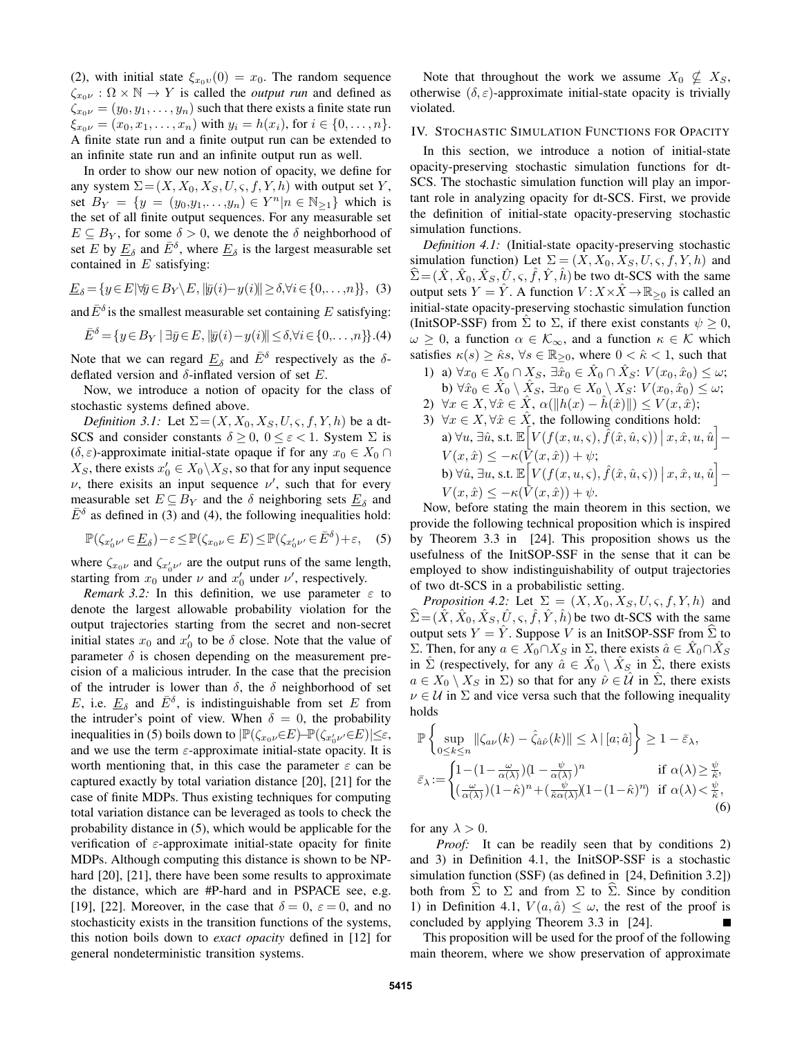(2), with initial state $\xi_{x_0 \upsilon}(0) = x_0$. The random sequence $\zeta_{x_0\nu} : \Omega \times \mathbb{N} \to Y$ is called the *output run* and defined as $\zeta_{x_0\nu} = (y_0, y_1, \ldots, y_n)$ such that there exists a finite state run $\xi_{x_0\nu} = (x_0, x_1, \ldots, x_n)$ with $y_i = h(x_i)$, for $i \in \{0, \ldots, n\}$. A finite state run and a finite output run can be extended to an infinite state run and an infinite output run as well.

In order to show our new notion of opacity, we define for any system $\Sigma = (X, X_0, X_S, U, \varsigma, f, Y, h)$ with output set $Y$, set $B_Y = \{y = (y_0, y_1, \ldots, y_n) \in Y^n | n \in \mathbb{N}_{\geq 1}\}$ which is the set of all finite output sequences. For any measurable set $E \subseteq B_Y$, for some $\delta > 0$, we denote the $\delta$ neighborhood of set $E$ by $\underline{E}_\delta$ and $\bar{E}^\delta$, where $\underline{E}_\delta$ is the largest measurable set contained in $E$ satisfying:

$$\underline{E}_\delta = \{y \in E | \forall \bar{y} \in B_Y \setminus E, \|\bar{y}(i) - y(i)\| \geq \delta, \forall i \in \{0, \ldots, n\}\}, \quad (3)$$

and $\bar{E}^\delta$ is the smallest measurable set containing $E$ satisfying:

$$\bar{E}^\delta = \{y \in B_Y \mid \exists \bar{y} \in E, \|\bar{y}(i) - y(i)\| \leq \delta, \forall i \in \{0, \ldots, n\}\}. \quad (4)$$

Note that we can regard $\underline{E}_\delta$ and $\bar{E}^\delta$ respectively as the $\delta$-deflated version and $\delta$-inflated version of set $E$.

Now, we introduce a notion of opacity for the class of stochastic systems defined above.

*Definition 3.1:* Let $\Sigma = (X, X_0, X_S, U, \varsigma, f, Y, h)$ be a dt-SCS and consider constants $\delta \geq 0$, $0 \leq \varepsilon < 1$. System $\Sigma$ is $(\delta, \varepsilon)$-approximate initial-state opaque if for any $x_0 \in X_0 \cap X_S$, there exists $x_0' \in X_0 \setminus X_S$, so that for any input sequence $\nu$, there exisits an input sequence $\nu'$, such that for every measurable set $E \subseteq B_Y$ and the $\delta$ neighboring sets $\underline{E}_\delta$ and $\bar{E}^\delta$ as defined in (3) and (4), the following inequalities hold:

$$\mathbb{P}(\zeta_{x_0'\nu'} \in \underline{E}_\delta) - \varepsilon \leq \mathbb{P}(\zeta_{x_0\nu} \in E) \leq \mathbb{P}(\zeta_{x_0'\nu'} \in \bar{E}^\delta) + \varepsilon, \quad (5)$$

where $\zeta_{x_0\nu}$ and $\zeta_{x_0'\nu'}$ are the output runs of the same length, starting from $x_0$ under $\nu$ and $x_0'$ under $\nu'$, respectively.

*Remark 3.2:* In this definition, we use parameter $\varepsilon$ to denote the largest allowable probability violation for the output trajectories starting from the secret and non-secret initial states $x_0$ and $x_0'$ to be $\delta$ close. Note that the value of parameter $\delta$ is chosen depending on the measurement precision of a malicious intruder. In the case that the precision of the intruder is lower than $\delta$, the $\delta$ neighborhood of set $E$, i.e. $\underline{E}_\delta$ and $\bar{E}^\delta$, is indistinguishable from set $E$ from the intruder's point of view. When $\delta = 0$, the probability inequalities in (5) boils down to $|\mathbb{P}(\zeta_{x_0\nu} \in E) - \mathbb{P}(\zeta_{x_0'\nu'} \in E)| \leq \varepsilon$, and we use the term $\varepsilon$-approximate initial-state opacity. It is worth mentioning that, in this case the parameter $\varepsilon$ can be captured exactly by total variation distance [20], [21] for the case of finite MDPs. Thus existing techniques for computing total variation distance can be leveraged as tools to check the probability distance in (5), which would be applicable for the verification of $\varepsilon$-approximate initial-state opacity for finite MDPs. Although computing this distance is shown to be NP-hard [20], [21], there have been some results to approximate the distance, which are #P-hard and in PSPACE see, e.g. [19], [22]. Moreover, in the case that $\delta = 0$, $\varepsilon = 0$, and no stochasticity exists in the transition functions of the systems, this notion boils down to *exact opacity* defined in [12] for general nondeterministic transition systems.

Note that throughout the work we assume $X_0 \nsubseteq X_S$, otherwise $(\delta, \varepsilon)$-approximate initial-state opacity is trivially violated.

## IV. Stochastic Simulation Functions for Opacity

In this section, we introduce a notion of initial-state opacity-preserving stochastic simulation functions for dt-SCS. The stochastic simulation function will play an important role in analyzing opacity for dt-SCS. First, we provide the definition of initial-state opacity-preserving stochastic simulation functions.

*Definition 4.1:* (Initial-state opacity-preserving stochastic simulation function) Let $\Sigma = (X, X_0, X_S, U, \varsigma, f, Y, h)$ and $\widehat{\Sigma} = (\hat{X}, \hat{X}_0, \hat{X}_S, \hat{U}, \varsigma, \hat{f}, \hat{Y}, \hat{h})$ be two dt-SCS with the same output sets $Y = \hat{Y}$. A function $V : X \times \hat{X} \to \mathbb{R}_{\geq 0}$ is called an initial-state opacity-preserving stochastic simulation function (InitSOP-SSF) from $\hat{\Sigma}$ to $\Sigma$, if there exist constants $\psi \geq 0$, $\omega \geq 0$, a function $\alpha \in \mathcal{K}_\infty$, and a function $\kappa \in \mathcal{K}$ which satisfies $\kappa(s) \geq \hat{\kappa} s$, $\forall s \in \mathbb{R}_{\geq 0}$, where $0 < \hat{\kappa} < 1$, such that

1) a) $\forall x_0 \in X_0 \cap X_S$, $\exists \hat{x}_0 \in \hat{X}_0 \cap \hat{X}_S$: $V(x_0, \hat{x}_0) \leq \omega$;
   b) $\forall \hat{x}_0 \in \hat{X}_0 \setminus \hat{X}_S$, $\exists x_0 \in X_0 \setminus X_S$: $V(x_0, \hat{x}_0) \leq \omega$;
2) $\forall x \in X, \forall \hat{x} \in \hat{X}$, $\alpha(\|h(x) - \hat{h}(\hat{x})\|) \leq V(x, \hat{x})$;
3) $\forall x \in X, \forall \hat{x} \in \hat{X}$, the following conditions hold:
   a) $\forall u$, $\exists \hat{u}$, s.t. $\mathbb{E}\Big[V(f(x, u, \varsigma), \hat{f}(\hat{x}, \hat{u}, \varsigma)) \,\Big|\, x, \hat{x}, u, \hat{u}\Big] - V(x, \hat{x}) \leq -\kappa(V(x, \hat{x})) + \psi$;
   b) $\forall \hat{u}$, $\exists u$, s.t. $\mathbb{E}\Big[V(f(x, u, \varsigma), \hat{f}(\hat{x}, \hat{u}, \varsigma)) \,\Big|\, x, \hat{x}, u, \hat{u}\Big] - V(x, \hat{x}) \leq -\kappa(V(x, \hat{x})) + \psi$.

Now, before stating the main theorem in this section, we provide the following technical proposition which is inspired by Theorem 3.3 in [24]. This proposition shows us the usefulness of the InitSOP-SSF in the sense that it can be employed to show indistinguishability of output trajectories of two dt-SCS in a probabilistic setting.

*Proposition 4.2:* Let $\Sigma = (X, X_0, X_S, U, \varsigma, f, Y, h)$ and $\widehat{\Sigma} = (\hat{X}, \hat{X}_0, \hat{X}_S, \hat{U}, \varsigma, \hat{f}, \hat{Y}, \hat{h})$ be two dt-SCS with the same output sets $Y = \hat{Y}$. Suppose $V$ is an InitSOP-SSF from $\widehat{\Sigma}$ to $\Sigma$. Then, for any $a \in X_0 \cap X_S$ in $\Sigma$, there exists $\hat{a} \in \hat{X}_0 \cap \hat{X}_S$ in $\hat{\Sigma}$ (respectively, for any $\hat{a} \in \hat{X}_0 \setminus \hat{X}_S$ in $\hat{\Sigma}$, there exists $a \in X_0 \setminus X_S$ in $\Sigma$) so that for any $\hat{\nu} \in \hat{\mathcal{U}}$ in $\hat{\Sigma}$, there exists $\nu \in \mathcal{U}$ in $\Sigma$ and vice versa such that the following inequality holds

$$\mathbb{P}\left\{\sup_{0 \leq k \leq n} \|\zeta_{a\nu}(k) - \hat{\zeta}_{\hat{a}\hat{\nu}}(k)\| \leq \lambda \,|\, [a; \hat{a}]\right\} \geq 1 - \bar{\varepsilon}_\lambda,$$

$$\bar{\varepsilon}_\lambda := \begin{cases} 1 - (1 - \frac{\omega}{\alpha(\lambda)})(1 - \frac{\psi}{\alpha(\lambda)})^n & \text{if } \alpha(\lambda) \geq \frac{\psi}{\hat{\kappa}}, \\ (\frac{\omega}{\alpha(\lambda)})(1 - \hat{\kappa})^n + (\frac{\psi}{\hat{\kappa}\alpha(\lambda)})(1 - (1 - \hat{\kappa})^n) & \text{if } \alpha(\lambda) < \frac{\psi}{\hat{\kappa}}, \end{cases} \quad (6)$$

for any $\lambda > 0$.

*Proof:* It can be readily seen that by conditions 2) and 3) in Definition 4.1, the InitSOP-SSF is a stochastic simulation function (SSF) (as defined in [24, Definition 3.2]) both from $\widehat{\Sigma}$ to $\Sigma$ and from $\Sigma$ to $\widehat{\Sigma}$. Since by condition 1) in Definition 4.1, $V(a, \hat{a}) \leq \omega$, the rest of the proof is concluded by applying Theorem 3.3 in [24]. ∎

This proposition will be used for the proof of the following main theorem, where we show preservation of approximate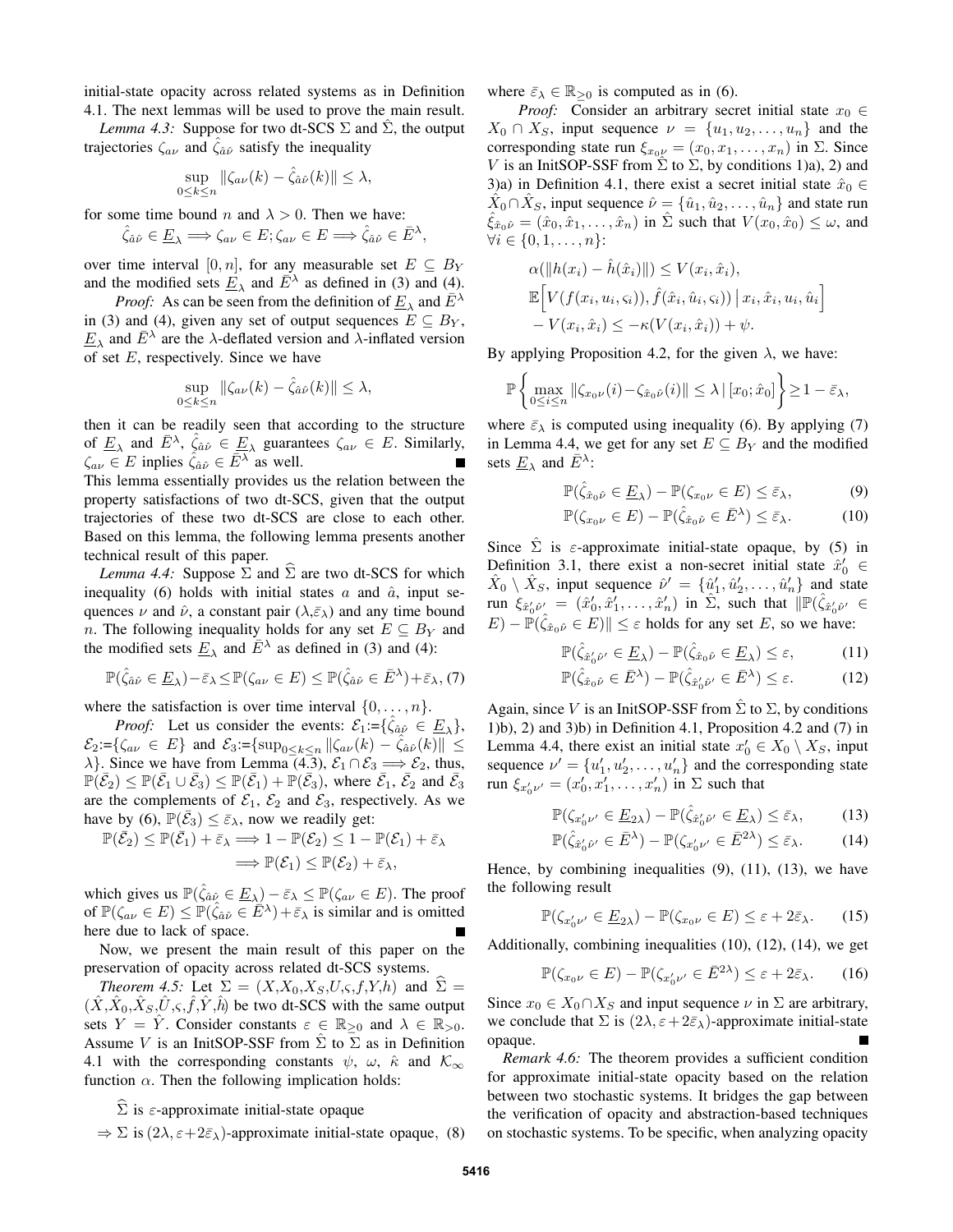initial-state opacity across related systems as in Definition 4.1. The next lemmas will be used to prove the main result.

*Lemma 4.3:* Suppose for two dt-SCS $\Sigma$ and $\hat{\Sigma}$, the output trajectories $\zeta_{a\nu}$ and $\hat{\zeta}_{\hat{a}\hat{\nu}}$ satisfy the inequality

$$\sup_{0\leq k\leq n} \|\zeta_{a\nu}(k) - \hat{\zeta}_{\hat{a}\hat{\nu}}(k)\| \leq \lambda,$$

for some time bound $n$ and $\lambda > 0$. Then we have:

$$\hat{\zeta}_{\hat{a}\hat{\nu}} \in \underline{E}_\lambda \Longrightarrow \zeta_{a\nu} \in E; \zeta_{a\nu} \in E \Longrightarrow \hat{\zeta}_{\hat{a}\hat{\nu}} \in \bar{E}^\lambda,$$

over time interval $[0, n]$, for any measurable set $E \subseteq B_Y$ and the modified sets $\underline{E}_\lambda$ and $\bar{E}^\lambda$ as defined in (3) and (4).

*Proof:* As can be seen from the definition of $\underline{E}_\lambda$ and $\bar{E}^\lambda$ in (3) and (4), given any set of output sequences $E \subseteq B_Y$, $\underline{E}_\lambda$ and $\bar{E}^\lambda$ are the $\lambda$-deflated version and $\lambda$-inflated version of set $E$, respectively. Since we have

$$\sup_{0\leq k\leq n} \|\zeta_{a\nu}(k) - \hat{\zeta}_{\hat{a}\hat{\nu}}(k)\| \leq \lambda,$$

then it can be readily seen that according to the structure of $\underline{E}_\lambda$ and $\bar{E}^\lambda$, $\hat{\zeta}_{\hat{a}\hat{\nu}} \in \underline{E}_\lambda$ guarantees $\zeta_{a\nu} \in E$. Similarly, $\zeta_{a\nu} \in E$ implies $\hat{\zeta}_{\hat{a}\hat{\nu}} \in \bar{E}^\lambda$ as well. ∎

This lemma essentially provides us the relation between the property satisfactions of two dt-SCS, given that the output trajectories of these two dt-SCS are close to each other. Based on this lemma, the following lemma presents another technical result of this paper.

*Lemma 4.4:* Suppose $\Sigma$ and $\widehat{\Sigma}$ are two dt-SCS for which inequality (6) holds with initial states $a$ and $\hat{a}$, input sequences $\nu$ and $\hat{\nu}$, a constant pair $(\lambda,\bar{\varepsilon}_\lambda)$ and any time bound $n$. The following inequality holds for any set $E \subseteq B_Y$ and the modified sets $\underline{E}_\lambda$ and $\bar{E}^\lambda$ as defined in (3) and (4):

$$\mathbb{P}(\hat{\zeta}_{\hat{a}\hat{\nu}} \in \underline{E}_\lambda) - \bar{\varepsilon}_\lambda \leq \mathbb{P}(\zeta_{a\nu} \in E) \leq \mathbb{P}(\hat{\zeta}_{\hat{a}\hat{\nu}} \in \bar{E}^\lambda) + \bar{\varepsilon}_\lambda, \quad (7)$$

where the satisfaction is over time interval $\{0, \ldots, n\}$.

*Proof:* Let us consider the events: $\mathcal{E}_1$:=$\{\hat{\zeta}_{\hat{a}\hat{\nu}} \in \underline{E}_\lambda\}$, $\mathcal{E}_2$:=$\{\zeta_{a\nu} \in E\}$ and $\mathcal{E}_3$:=$\{\sup_{0\leq k\leq n} \|\zeta_{a\nu}(k) - \hat{\zeta}_{\hat{a}\hat{\nu}}(k)\| \leq \lambda\}$. Since we have from Lemma (4.3), $\mathcal{E}_1 \cap \mathcal{E}_3 \Longrightarrow \mathcal{E}_2$, thus, $\mathbb{P}(\bar{\mathcal{E}}_2) \leq \mathbb{P}(\bar{\mathcal{E}}_1 \cup \bar{\mathcal{E}}_3) \leq \mathbb{P}(\bar{\mathcal{E}}_1) + \mathbb{P}(\bar{\mathcal{E}}_3)$, where $\bar{\mathcal{E}}_1$, $\bar{\mathcal{E}}_2$ and $\bar{\mathcal{E}}_3$ are the complements of $\mathcal{E}_1$, $\mathcal{E}_2$ and $\mathcal{E}_3$, respectively. As we have by (6), $\mathbb{P}(\bar{\mathcal{E}}_3) \leq \bar{\varepsilon}_\lambda$, now we readily get:

$$\begin{aligned}\mathbb{P}(\bar{\mathcal{E}}_2) \leq \mathbb{P}(\bar{\mathcal{E}}_1) + \bar{\varepsilon}_\lambda &\Longrightarrow 1 - \mathbb{P}(\mathcal{E}_2) \leq 1 - \mathbb{P}(\mathcal{E}_1) + \bar{\varepsilon}_\lambda \\ &\Longrightarrow \mathbb{P}(\mathcal{E}_1) \leq \mathbb{P}(\mathcal{E}_2) + \bar{\varepsilon}_\lambda,\end{aligned}$$

which gives us $\mathbb{P}(\hat{\zeta}_{\hat{a}\hat{\nu}} \in \underline{E}_\lambda) - \bar{\varepsilon}_\lambda \leq \mathbb{P}(\zeta_{a\nu} \in E)$. The proof of $\mathbb{P}(\zeta_{a\nu} \in E) \leq \mathbb{P}(\hat{\zeta}_{\hat{a}\hat{\nu}} \in \bar{E}^\lambda) + \bar{\varepsilon}_\lambda$ is similar and is omitted here due to lack of space. ∎

Now, we present the main result of this paper on the preservation of opacity across related dt-SCS systems.

*Theorem 4.5:* Let $\Sigma = (X,X_0,X_S,U,\varsigma,f,Y,h)$ and $\widehat{\Sigma} = (\hat{X},\hat{X}_0,\hat{X}_S,\hat{U},\varsigma,\hat{f},\hat{Y},\hat{h})$ be two dt-SCS with the same output sets $Y = \hat{Y}$. Consider constants $\varepsilon \in \mathbb{R}_{\geq 0}$ and $\lambda \in \mathbb{R}_{>0}$. Assume $V$ is an InitSOP-SSF from $\hat{\Sigma}$ to $\Sigma$ as in Definition 4.1 with the corresponding constants $\psi$, $\omega$, $\hat{\kappa}$ and $\mathcal{K}_\infty$ function $\alpha$. Then the following implication holds:

$$\begin{aligned}&\widehat{\Sigma} \text{ is } \varepsilon\text{-approximate initial-state opaque} \\ &\Rightarrow \Sigma \text{ is } (2\lambda, \varepsilon{+}2\bar{\varepsilon}_\lambda)\text{-approximate initial-state opaque}, \quad (8)\end{aligned}$$

where $\bar{\varepsilon}_\lambda \in \mathbb{R}_{\geq 0}$ is computed as in (6).

*Proof:* Consider an arbitrary secret initial state $x_0 \in X_0 \cap X_S$, input sequence $\nu = \{u_1, u_2, \ldots, u_n\}$ and the corresponding state run $\xi_{x_0\nu} = (x_0, x_1, \ldots, x_n)$ in $\Sigma$. Since $V$ is an InitSOP-SSF from $\hat{\Sigma}$ to $\Sigma$, by conditions 1)a), 2) and 3)a) in Definition 4.1, there exist a secret initial state $\hat{x}_0 \in \hat{X}_0 \cap \hat{X}_S$, input sequence $\hat{\nu} = \{\hat{u}_1, \hat{u}_2, \ldots, \hat{u}_n\}$ and state run $\hat{\xi}_{\hat{x}_0\hat{\nu}} = (\hat{x}_0, \hat{x}_1, \ldots, \hat{x}_n)$ in $\hat{\Sigma}$ such that $V(x_0, \hat{x}_0) \leq \omega$, and $\forall i \in \{0, 1, \ldots, n\}$:

$$\begin{aligned}&\alpha(\|h(x_i) - \hat{h}(\hat{x}_i)\|) \leq V(x_i, \hat{x}_i), \\ &\mathbb{E}\Big[V(f(x_i, u_i, \varsigma_i)), \hat{f}(\hat{x}_i, \hat{u}_i, \varsigma_i)) \,\big|\, x_i, \hat{x}_i, u_i, \hat{u}_i\Big] \\ &\quad - V(x_i, \hat{x}_i) \leq -\kappa(V(x_i, \hat{x}_i)) + \psi.\end{aligned}$$

By applying Proposition 4.2, for the given $\lambda$, we have:

$$\mathbb{P}\left\{\max_{0\leq i\leq n} \|\zeta_{x_0\nu}(i) - \zeta_{\hat{x}_0\hat{\nu}}(i)\| \leq \lambda \,|\, [x_0; \hat{x}_0]\right\} \geq 1 - \bar{\varepsilon}_\lambda,$$

where $\bar{\varepsilon}_\lambda$ is computed using inequality (6). By applying (7) in Lemma 4.4, we get for any set $E \subseteq B_Y$ and the modified sets $\underline{E}_\lambda$ and $\bar{E}^\lambda$:

$$\mathbb{P}(\hat{\zeta}_{\hat{x}_0\hat{\nu}} \in \underline{E}_\lambda) - \mathbb{P}(\zeta_{x_0\nu} \in E) \leq \bar{\varepsilon}_\lambda, \quad (9)$$

$$\mathbb{P}(\zeta_{x_0\nu} \in E) - \mathbb{P}(\hat{\zeta}_{\hat{x}_0\hat{\nu}} \in \bar{E}^\lambda) \leq \bar{\varepsilon}_\lambda. \quad (10)$$

Since $\hat{\Sigma}$ is $\varepsilon$-approximate initial-state opaque, by (5) in Definition 3.1, there exist a non-secret initial state $\hat{x}_0' \in \hat{X}_0 \setminus \hat{X}_S$, input sequence $\hat{\nu}' = \{\hat{u}_1', \hat{u}_2', \ldots, \hat{u}_n'\}$ and state run $\xi_{\hat{x}_0'\hat{\nu}'} = (\hat{x}_0', \hat{x}_1', \ldots, \hat{x}_n')$ in $\hat{\Sigma}$, such that $\|\mathbb{P}(\hat{\zeta}_{\hat{x}_0'\hat{\nu}'} \in E) - \mathbb{P}(\hat{\zeta}_{\hat{x}_0\hat{\nu}} \in E)\| \leq \varepsilon$ holds for any set $E$, so we have:

$$\mathbb{P}(\hat{\zeta}_{\hat{x}_0'\hat{\nu}'} \in \underline{E}_\lambda) - \mathbb{P}(\hat{\zeta}_{\hat{x}_0\hat{\nu}} \in \underline{E}_\lambda) \leq \varepsilon, \quad (11)$$

$$\mathbb{P}(\hat{\zeta}_{\hat{x}_0\hat{\nu}} \in \bar{E}^\lambda) - \mathbb{P}(\hat{\zeta}_{\hat{x}_0'\hat{\nu}'} \in \bar{E}^\lambda) \leq \varepsilon. \quad (12)$$

Again, since $V$ is an InitSOP-SSF from $\hat{\Sigma}$ to $\Sigma$, by conditions 1)b), 2) and 3)b) in Definition 4.1, Proposition 4.2 and (7) in Lemma 4.4, there exist an initial state $x_0' \in X_0 \setminus X_S$, input sequence $\nu' = \{u_1', u_2', \ldots, u_n'\}$ and the corresponding state run $\xi_{x_0'\nu'} = (x_0', x_1', \ldots, x_n')$ in $\Sigma$ such that

$$\mathbb{P}(\zeta_{x_0'\nu'} \in \underline{E}_{2\lambda}) - \mathbb{P}(\hat{\zeta}_{\hat{x}_0'\hat{\nu}'} \in \underline{E}_\lambda) \leq \bar{\varepsilon}_\lambda, \quad (13)$$

$$\mathbb{P}(\hat{\zeta}_{\hat{x}_0'\hat{\nu}'} \in \bar{E}^\lambda) - \mathbb{P}(\zeta_{x_0'\nu'} \in \bar{E}^{2\lambda}) \leq \bar{\varepsilon}_\lambda. \quad (14)$$

Hence, by combining inequalities (9), (11), (13), we have the following result

$$\mathbb{P}(\zeta_{x_0'\nu'} \in \underline{E}_{2\lambda}) - \mathbb{P}(\zeta_{x_0\nu} \in E) \leq \varepsilon + 2\bar{\varepsilon}_\lambda. \quad (15)$$

Additionally, combining inequalities (10), (12), (14), we get

$$\mathbb{P}(\zeta_{x_0\nu} \in E) - \mathbb{P}(\zeta_{x_0'\nu'} \in \bar{E}^{2\lambda}) \leq \varepsilon + 2\bar{\varepsilon}_\lambda. \quad (16)$$

Since $x_0 \in X_0 \cap X_S$ and input sequence $\nu$ in $\Sigma$ are arbitrary, we conclude that $\Sigma$ is $(2\lambda, \varepsilon + 2\bar{\varepsilon}_\lambda)$-approximate initial-state opaque. ∎

*Remark 4.6:* The theorem provides a sufficient condition for approximate initial-state opacity based on the relation between two stochastic systems. It bridges the gap between the verification of opacity and abstraction-based techniques on stochastic systems. To be specific, when analyzing opacity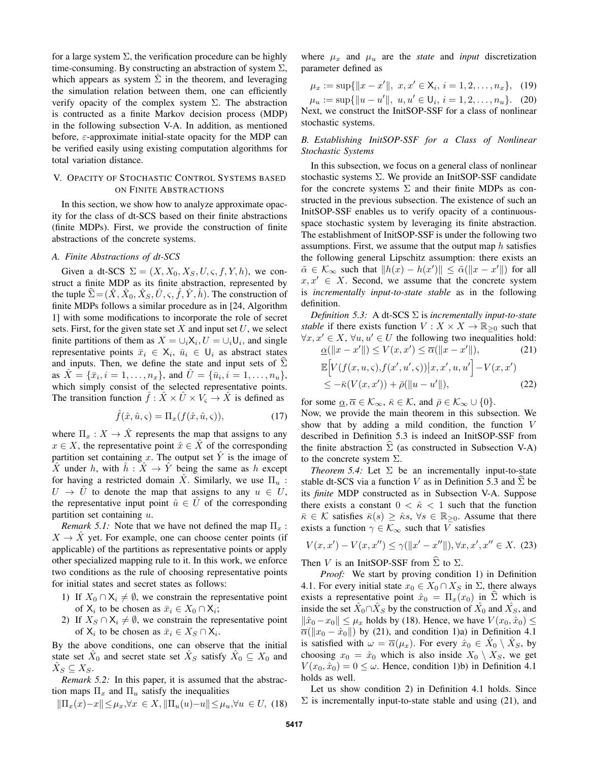for a large system $\Sigma$, the verification procedure can be highly time-consuming. By constructing an abstraction of system $\Sigma$, which appears as system $\hat{\Sigma}$ in the theorem, and leveraging the simulation relation between them, one can efficiently verify opacity of the complex system $\Sigma$. The abstraction is contructed as a finite Markov decision process (MDP) in the following subsection V-A. In addition, as mentioned before, $\varepsilon$-approximate initial-state opacity for the MDP can be verified easily using existing computation algorithms for total variation distance.

## V. Opacity of Stochastic Control Systems based on Finite Abstractions

In this section, we show how to analyze approximate opacity for the class of dt-SCS based on their finite abstractions (finite MDPs). First, we provide the construction of finite abstractions of the concrete systems.

### A. Finite Abstractions of dt-SCS

Given a dt-SCS $\Sigma = (X, X_0, X_S, U, \varsigma, f, Y, h)$, we construct a finite MDP as its finite abstraction, represented by the tuple $\widehat{\Sigma} = (\hat{X}, \hat{X}_0, \hat{X}_S, \hat{U}, \varsigma, \hat{f}, \hat{Y}, \hat{h})$. The construction of finite MDPs follows a similar procedure as in [24, Algorithm 1] with some modifications to incorporate the role of secret sets. First, for the given state set $X$ and input set $U$, we select finite partitions of them as $X = \cup_i \mathsf{X}_i, U = \cup_i \mathsf{U}_i$, and single representative points $\bar{x}_i \in \mathsf{X}_i$, $\bar{u}_i \in \mathsf{U}_i$ as abstract states and inputs. Then, we define the state and input sets of $\widehat{\Sigma}$ as $\hat{X} = \{\bar{x}_i, i = 1, \ldots, n_x\}$, and $\hat{U} = \{\bar{u}_i, i = 1, \ldots, n_u\}$, which simply consist of the selected representative points. The transition function $\hat{f} : \hat{X} \times \hat{U} \times V_\varsigma \to \hat{X}$ is defined as

$$\hat{f}(\hat{x}, \hat{u}, \varsigma) = \Pi_x(f(\hat{x}, \hat{u}, \varsigma)), \tag{17}$$

where $\Pi_x : X \to \hat{X}$ represents the map that assigns to any $x \in X$, the representative point $\hat{x} \in \hat{X}$ of the corresponding partition set containing $x$. The output set $\hat{Y}$ is the image of $\hat{X}$ under $h$, with $\hat{h} : \hat{X} \to \hat{Y}$ being the same as $h$ except for having a restricted domain $\hat{X}$. Similarly, we use $\Pi_u : U \to \hat{U}$ to denote the map that assigns to any $u \in U$, the representative input point $\hat{u} \in \hat{U}$ of the corresponding partition set containing $u$.

*Remark 5.1:* Note that we have not defined the map $\Pi_x : X \to \hat{X}$ yet. For example, one can choose center points (if applicable) of the partitions as representative points or apply other specialized mapping rule to it. In this work, we enforce two conditions as the rule of choosing representative points for initial states and secret states as follows:

1) If $X_0 \cap \mathsf{X}_i \neq \emptyset$, we constrain the representative point of $\mathsf{X}_i$ to be chosen as $\bar{x}_i \in X_0 \cap \mathsf{X}_i$;
2) If $X_S \cap \mathsf{X}_i \neq \emptyset$, we constrain the representative point of $\mathsf{X}_i$ to be chosen as $\bar{x}_i \in X_S \cap \mathsf{X}_i$.

By the above conditions, one can observe that the initial state set $\hat{X}_0$ and secret state set $\hat{X}_S$ satisfy $\hat{X}_0 \subseteq X_0$ and $\hat{X}_S \subseteq X_S$.

*Remark 5.2:* In this paper, it is assumed that the abstraction maps $\Pi_x$ and $\Pi_u$ satisfy the inequalities

$$\|\Pi_x(x) - x\| \leq \mu_x, \forall x \in X, \|\Pi_u(u) - u\| \leq \mu_u, \forall u \in U, \tag{18}$$

where $\mu_x$ and $\mu_u$ are the *state* and *input* discretization parameter defined as

$$\mu_x := \sup\{\|x - x'\|,\ x, x' \in \mathsf{X}_i,\ i = 1, 2, \ldots, n_x\}, \tag{19}$$

$$\mu_u := \sup\{\|u - u'\|,\ u, u' \in \mathsf{U}_i,\ i = 1, 2, \ldots, n_u\}. \tag{20}$$

Next, we construct the InitSOP-SSF for a class of nonlinear stochastic systems.

### B. Establishing InitSOP-SSF for a Class of Nonlinear Stochastic Systems

In this subsection, we focus on a general class of nonlinear stochastic systems $\Sigma$. We provide an InitSOP-SSF candidate for the concrete systems $\Sigma$ and their finite MDPs as constructed in the previous subsection. The existence of such an InitSOP-SSF enables us to verify opacity of a continuous-space stochastic system by leveraging its finite abstraction. The establishment of InitSOP-SSF is under the following two assumptions. First, we assume that the output map $h$ satisfies the following general Lipschitz assumption: there exists an $\tilde{\alpha} \in \mathcal{K}_\infty$ such that $\|h(x) - h(x')\| \leq \tilde{\alpha}(\|x - x'\|)$ for all $x, x' \in X$. Second, we assume that the concrete system is *incrementally input-to-state stable* as in the following definition.

*Definition 5.3:* A dt-SCS $\Sigma$ is *incrementally input-to-state stable* if there exists function $V : X \times X \to \mathbb{R}_{\geq 0}$ such that $\forall x, x' \in X$, $\forall u, u' \in U$ the following two inequalities hold:

$$\underline{\alpha}(\|x - x'\|) \leq V(x, x') \leq \overline{\alpha}(\|x - x'\|), \tag{21}$$

$$\mathbb{E}\Big[V(f(x, u, \varsigma), f(x', u', \varsigma)) \big| x, x', u, u'\Big] - V(x, x') \leq -\bar{\kappa}(V(x, x')) + \bar{\rho}(\|u - u'\|), \tag{22}$$

for some $\underline{\alpha}, \overline{\alpha} \in \mathcal{K}_\infty$, $\bar{\kappa} \in \mathcal{K}$, and $\bar{\rho} \in \mathcal{K}_\infty \cup \{0\}$.

Now, we provide the main theorem in this subsection. We show that by adding a mild condition, the function $V$ described in Definition 5.3 is indeed an InitSOP-SSF from the finite abstraction $\widehat{\Sigma}$ (as constructed in Subsection V-A) to the concrete system $\Sigma$.

*Theorem 5.4:* Let $\Sigma$ be an incrementally input-to-state stable dt-SCS via a function $V$ as in Definition 5.3 and $\widehat{\Sigma}$ be its *finite* MDP constructed as in Subsection V-A. Suppose there exists a constant $0 < \hat{\kappa} < 1$ such that the function $\bar{\kappa} \in \mathcal{K}$ satisfies $\bar{\kappa}(s) \geq \hat{\kappa}s$, $\forall s \in \mathbb{R}_{\geq 0}$. Assume that there exists a function $\gamma \in \mathcal{K}_\infty$ such that $V$ satisfies

$$V(x, x') - V(x, x'') \leq \gamma(\|x' - x''\|), \forall x, x', x'' \in X. \tag{23}$$

Then $V$ is an InitSOP-SSF from $\widehat{\Sigma}$ to $\Sigma$.

*Proof:* We start by proving condition 1) in Definition 4.1. For every initial state $x_0 \in X_0 \cap X_S$ in $\Sigma$, there always exists a representative point $\hat{x}_0 = \Pi_x(x_0)$ in $\widehat{\Sigma}$ which is inside the set $\hat{X}_0 \cap \hat{X}_S$ by the construction of $\hat{X}_0$ and $\hat{X}_S$, and $\|\hat{x}_0 - x_0\| \leq \mu_x$ holds by (18). Hence, we have $V(x_0, \hat{x}_0) \leq \overline{\alpha}(\|x_0 - \hat{x}_0\|)$ by (21), and condition 1)a) in Definition 4.1 is satisfied with $\omega = \overline{\alpha}(\mu_x)$. For every $\hat{x}_0 \in \hat{X}_0 \setminus \hat{X}_S$, by choosing $x_0 = \hat{x}_0$ which is also inside $X_0 \setminus X_S$, we get $V(x_0, \hat{x}_0) = 0 \leq \omega$. Hence, condition 1)b) in Definition 4.1 holds as well.

Let us show condition 2) in Definition 4.1 holds. Since $\Sigma$ is incrementally input-to-state stable and using (21), and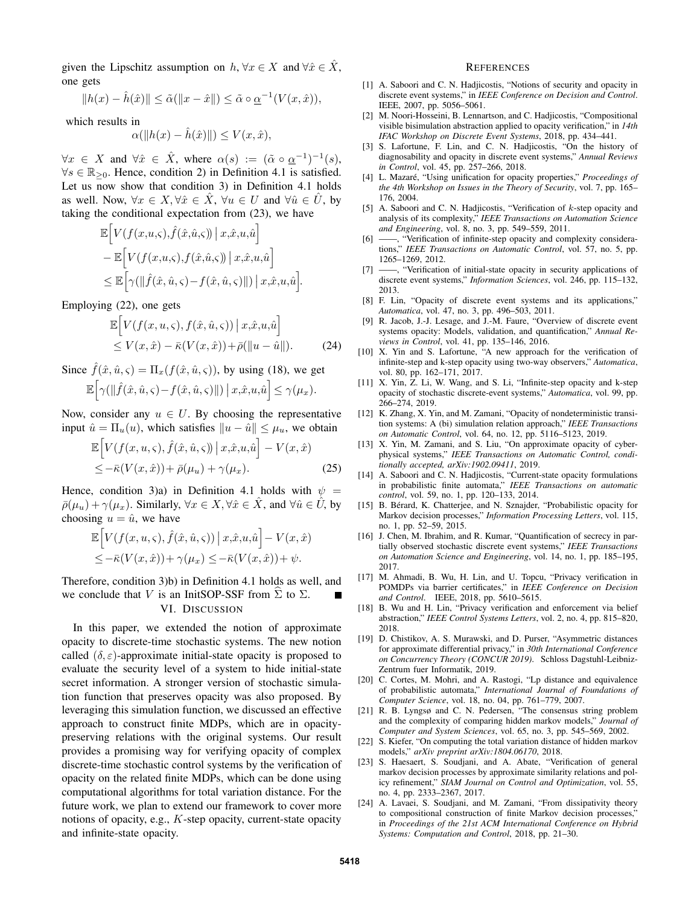given the Lipschitz assumption on $h$, $\forall x \in X$ and $\forall \hat{x} \in \hat{X}$, one gets

$$\|h(x) - \hat{h}(\hat{x})\| \leq \tilde{\alpha}(\|x - \hat{x}\|) \leq \tilde{\alpha} \circ \underline{\alpha}^{-1}(V(x, \hat{x})),$$

which results in

$$\alpha(\|h(x) - \hat{h}(\hat{x})\|) \leq V(x, \hat{x}),$$

$\forall x \in X$ and $\forall \hat{x} \in \hat{X}$, where $\alpha(s) := (\tilde{\alpha} \circ \underline{\alpha}^{-1})^{-1}(s)$, $\forall s \in \mathbb{R}_{\geq 0}$. Hence, condition 2) in Definition 4.1 is satisfied. Let us now show that condition 3) in Definition 4.1 holds as well. Now, $\forall x \in X, \forall \hat{x} \in \hat{X}$, $\forall u \in U$ and $\forall \hat{u} \in \hat{U}$, by taking the conditional expectation from (23), we have

$$\begin{aligned}
&\mathbb{E}\Big[V(f(x,u,\varsigma),\hat{f}(\hat{x},\hat{u},\varsigma)) \,\big|\, x,\hat{x},u,\hat{u}\Big] \\
&- \mathbb{E}\Big[V(f(x,u,\varsigma),f(\hat{x},\hat{u},\varsigma)) \,\big|\, x,\hat{x},u,\hat{u}\Big] \\
&\leq \mathbb{E}\Big[\gamma(\|\hat{f}(\hat{x},\hat{u},\varsigma) - f(\hat{x},\hat{u},\varsigma)\|) \,\big|\, x,\hat{x},u,\hat{u}\Big].
\end{aligned}$$

Employing (22), one gets

$$\begin{aligned}
&\mathbb{E}\Big[V(f(x,u,\varsigma), f(\hat{x},\hat{u},\varsigma)) \,\big|\, x,\hat{x},u,\hat{u}\Big] \\
&\leq V(x,\hat{x}) - \bar{\kappa}(V(x,\hat{x})) + \bar{\rho}(\|u - \hat{u}\|). \qquad (24)
\end{aligned}$$

Since $\hat{f}(\hat{x},\hat{u},\varsigma) = \Pi_x(f(\hat{x},\hat{u},\varsigma))$, by using (18), we get

$$\mathbb{E}\Big[\gamma(\|\hat{f}(\hat{x},\hat{u},\varsigma) - f(\hat{x},\hat{u},\varsigma)\|) \,\big|\, x,\hat{x},u,\hat{u}\Big] \leq \gamma(\mu_x).$$

Now, consider any $u \in U$. By choosing the representative input $\hat{u} = \Pi_u(u)$, which satisfies $\|u - \hat{u}\| \leq \mu_u$, we obtain

$$\begin{aligned}
&\mathbb{E}\Big[V(f(x,u,\varsigma),\hat{f}(\hat{x},\hat{u},\varsigma)) \,\big|\, x,\hat{x},u,\hat{u}\Big] - V(x,\hat{x}) \\
&\leq -\bar{\kappa}(V(x,\hat{x})) + \bar{\rho}(\mu_u) + \gamma(\mu_x). \qquad (25)
\end{aligned}$$

Hence, condition 3)a) in Definition 4.1 holds with $\psi = \bar{\rho}(\mu_u) + \gamma(\mu_x)$. Similarly, $\forall x \in X, \forall \hat{x} \in \hat{X}$, and $\forall \hat{u} \in \hat{U}$, by choosing $u = \hat{u}$, we have

$$\begin{aligned}
&\mathbb{E}\Big[V(f(x,u,\varsigma),\hat{f}(\hat{x},\hat{u},\varsigma)) \,\big|\, x,\hat{x},u,\hat{u}\Big] - V(x,\hat{x}) \\
&\leq -\bar{\kappa}(V(x,\hat{x})) + \gamma(\mu_x) \leq -\bar{\kappa}(V(x,\hat{x})) + \psi.
\end{aligned}$$

Therefore, condition 3)b) in Definition 4.1 holds as well, and we conclude that $V$ is an InitSOP-SSF from $\widehat{\Sigma}$ to $\Sigma$. ∎

## VI. Discussion

In this paper, we extended the notion of approximate opacity to discrete-time stochastic systems. The new notion called $(\delta,\varepsilon)$-approximate initial-state opacity is proposed to evaluate the security level of a system to hide initial-state secret information. A stronger version of stochastic simulation function that preserves opacity was also proposed. By leveraging this simulation function, we discussed an effective approach to construct finite MDPs, which are in opacity-preserving relations with the original systems. Our result provides a promising way for verifying opacity of complex discrete-time stochastic control systems by the verification of opacity on the related finite MDPs, which can be done using computational algorithms for total variation distance. For the future work, we plan to extend our framework to cover more notions of opacity, e.g., $K$-step opacity, current-state opacity and infinite-state opacity.

## References

[1] A. Saboori and C. N. Hadjicostis, "Notions of security and opacity in discrete event systems," in *IEEE Conference on Decision and Control*. IEEE, 2007, pp. 5056–5061.

[2] M. Noori-Hosseini, B. Lennartson, and C. Hadjicostis, "Compositional visible bisimulation abstraction applied to opacity verification," in *14th IFAC Workshop on Discrete Event Systems*, 2018, pp. 434–441.

[3] S. Lafortune, F. Lin, and C. N. Hadjicostis, "On the history of diagnosability and opacity in discrete event systems," *Annual Reviews in Control*, vol. 45, pp. 257–266, 2018.

[4] L. Mazaré, "Using unification for opacity properties," *Proceedings of the 4th Workshop on Issues in the Theory of Security*, vol. 7, pp. 165–176, 2004.

[5] A. Saboori and C. N. Hadjicostis, "Verification of $k$-step opacity and analysis of its complexity," *IEEE Transactions on Automation Science and Engineering*, vol. 8, no. 3, pp. 549–559, 2011.

[6] ——, "Verification of infinite-step opacity and complexity considerations," *IEEE Transactions on Automatic Control*, vol. 57, no. 5, pp. 1265–1269, 2012.

[7] ——, "Verification of initial-state opacity in security applications of discrete event systems," *Information Sciences*, vol. 246, pp. 115–132, 2013.

[8] F. Lin, "Opacity of discrete event systems and its applications," *Automatica*, vol. 47, no. 3, pp. 496–503, 2011.

[9] R. Jacob, J.-J. Lesage, and J.-M. Faure, "Overview of discrete event systems opacity: Models, validation, and quantification," *Annual Reviews in Control*, vol. 41, pp. 135–146, 2016.

[10] X. Yin and S. Lafortune, "A new approach for the verification of infinite-step and k-step opacity using two-way observers," *Automatica*, vol. 80, pp. 162–171, 2017.

[11] X. Yin, Z. Li, W. Wang, and S. Li, "Infinite-step opacity and k-step opacity of stochastic discrete-event systems," *Automatica*, vol. 99, pp. 266–274, 2019.

[12] K. Zhang, X. Yin, and M. Zamani, "Opacity of nondeterministic transition systems: A (bi) simulation relation approach," *IEEE Transactions on Automatic Control*, vol. 64, no. 12, pp. 5116–5123, 2019.

[13] X. Yin, M. Zamani, and S. Liu, "On approximate opacity of cyber-physical systems," *IEEE Transactions on Automatic Control, conditionally accepted, arXiv:1902.09411*, 2019.

[14] A. Saboori and C. N. Hadjicostis, "Current-state opacity formulations in probabilistic finite automata," *IEEE Transactions on automatic control*, vol. 59, no. 1, pp. 120–133, 2014.

[15] B. Bérard, K. Chatterjee, and N. Sznajder, "Probabilistic opacity for Markov decision processes," *Information Processing Letters*, vol. 115, no. 1, pp. 52–59, 2015.

[16] J. Chen, M. Ibrahim, and R. Kumar, "Quantification of secrecy in partially observed stochastic discrete event systems," *IEEE Transactions on Automation Science and Engineering*, vol. 14, no. 1, pp. 185–195, 2017.

[17] M. Ahmadi, B. Wu, H. Lin, and U. Topcu, "Privacy verification in POMDPs via barrier certificates," in *IEEE Conference on Decision and Control*. IEEE, 2018, pp. 5610–5615.

[18] B. Wu and H. Lin, "Privacy verification and enforcement via belief abstraction," *IEEE Control Systems Letters*, vol. 2, no. 4, pp. 815–820, 2018.

[19] D. Chistikov, A. S. Murawski, and D. Purser, "Asymmetric distances for approximate differential privacy," in *30th International Conference on Concurrency Theory (CONCUR 2019)*. Schloss Dagstuhl-Leibniz-Zentrum fuer Informatik, 2019.

[20] C. Cortes, M. Mohri, and A. Rastogi, "Lp distance and equivalence of probabilistic automata," *International Journal of Foundations of Computer Science*, vol. 18, no. 04, pp. 761–779, 2007.

[21] R. B. Lyngsø and C. N. Pedersen, "The consensus string problem and the complexity of comparing hidden markov models," *Journal of Computer and System Sciences*, vol. 65, no. 3, pp. 545–569, 2002.

[22] S. Kiefer, "On computing the total variation distance of hidden markov models," *arXiv preprint arXiv:1804.06170*, 2018.

[23] S. Haesaert, S. Soudjani, and A. Abate, "Verification of general markov decision processes by approximate similarity relations and policy refinement," *SIAM Journal on Control and Optimization*, vol. 55, no. 4, pp. 2333–2367, 2017.

[24] A. Lavaei, S. Soudjani, and M. Zamani, "From dissipativity theory to compositional construction of finite Markov decision processes," in *Proceedings of the 21st ACM International Conference on Hybrid Systems: Computation and Control*, 2018, pp. 21–30.